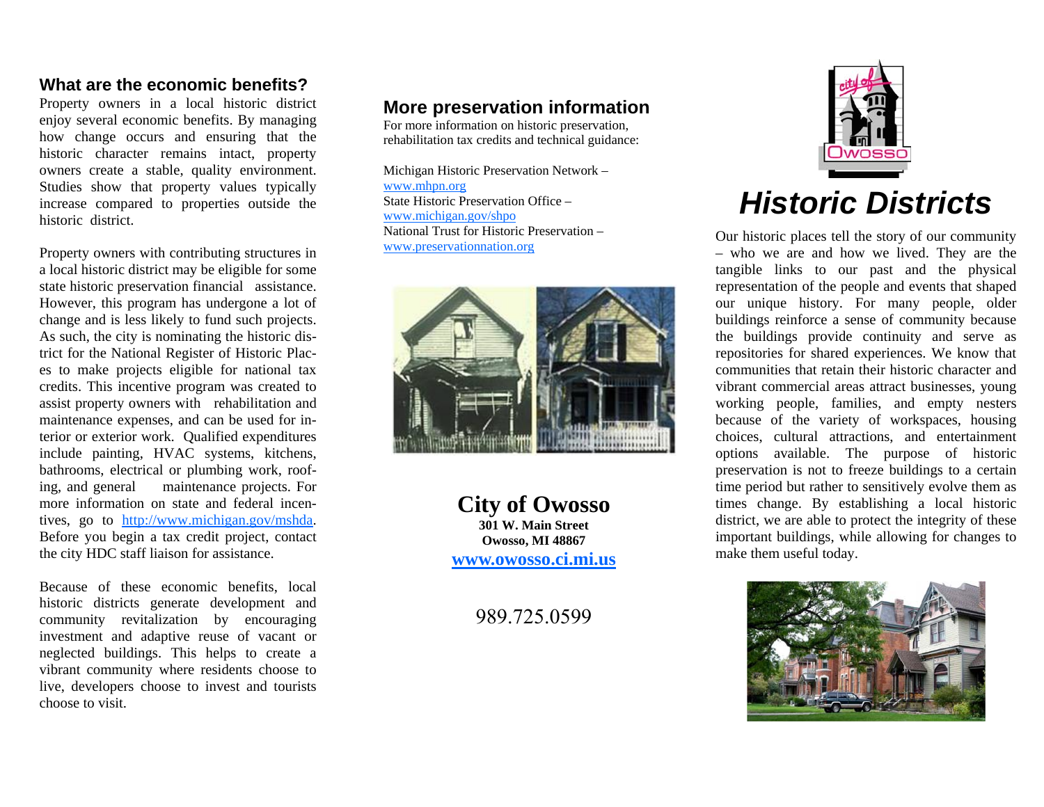## What are the economic benefits?

Property owners in a local historic district enjoy several economic benefits. By managing how change occurs and ensuring that the historic character remains intact, property owners create a stable, quality environment. Studies show that property values typically increase compared to properties outside the historic district.

Property owners with contributing structures in a local historic district may be eligible for some state historic preservation financial assistance. However, this program has undergone a lot of change and is less likely to fund such projects. As such, the city is nominating the historic district for the National Register of Historic Places to make projects eligible for national tax credits. This incentive program was created to assist property owners with rehabilitation and maintenance expenses, and can be used for interior or exterior work. Qualified expenditures include painting, HVAC systems, kitchens, bathrooms, electrical or plumbing work, roofing, and general maintenance projects. For more information on state and federal incentives, go to http://www.michigan.gov/mshda. Before you begin a tax credit project, contact the city HDC staff liaison for assistance.

Because of these economic benefits, local historic districts generate development and community revitalization by encouraging investment and adaptive reuse of vacant or neglected buildings. This helps to create a vibrant community where residents choose to live, developers choose to invest and tourists choose to visit.

## More preservation information

For more information on historic preservation, rehabilitation tax credits and technical guidance:

Michigan Historic Preservation Network –
www.mhpn.org
State Historic Preservation Office –
www.michigan.gov/shpo
National Trust for Historic Preservation –
www.preservationnation.org

**City of Owosso**
**301 W. Main Street**
**Owosso, MI 48867**
**www.owosso.ci.mi.us**

989.725.0599

# *Historic Districts*

Our historic places tell the story of our community – who we are and how we lived. They are the tangible links to our past and the physical representation of the people and events that shaped our unique history. For many people, older buildings reinforce a sense of community because the buildings provide continuity and serve as repositories for shared experiences. We know that communities that retain their historic character and vibrant commercial areas attract businesses, young working people, families, and empty nesters because of the variety of workspaces, housing choices, cultural attractions, and entertainment options available. The purpose of historic preservation is not to freeze buildings to a certain time period but rather to sensitively evolve them as times change. By establishing a local historic district, we are able to protect the integrity of these important buildings, while allowing for changes to make them useful today.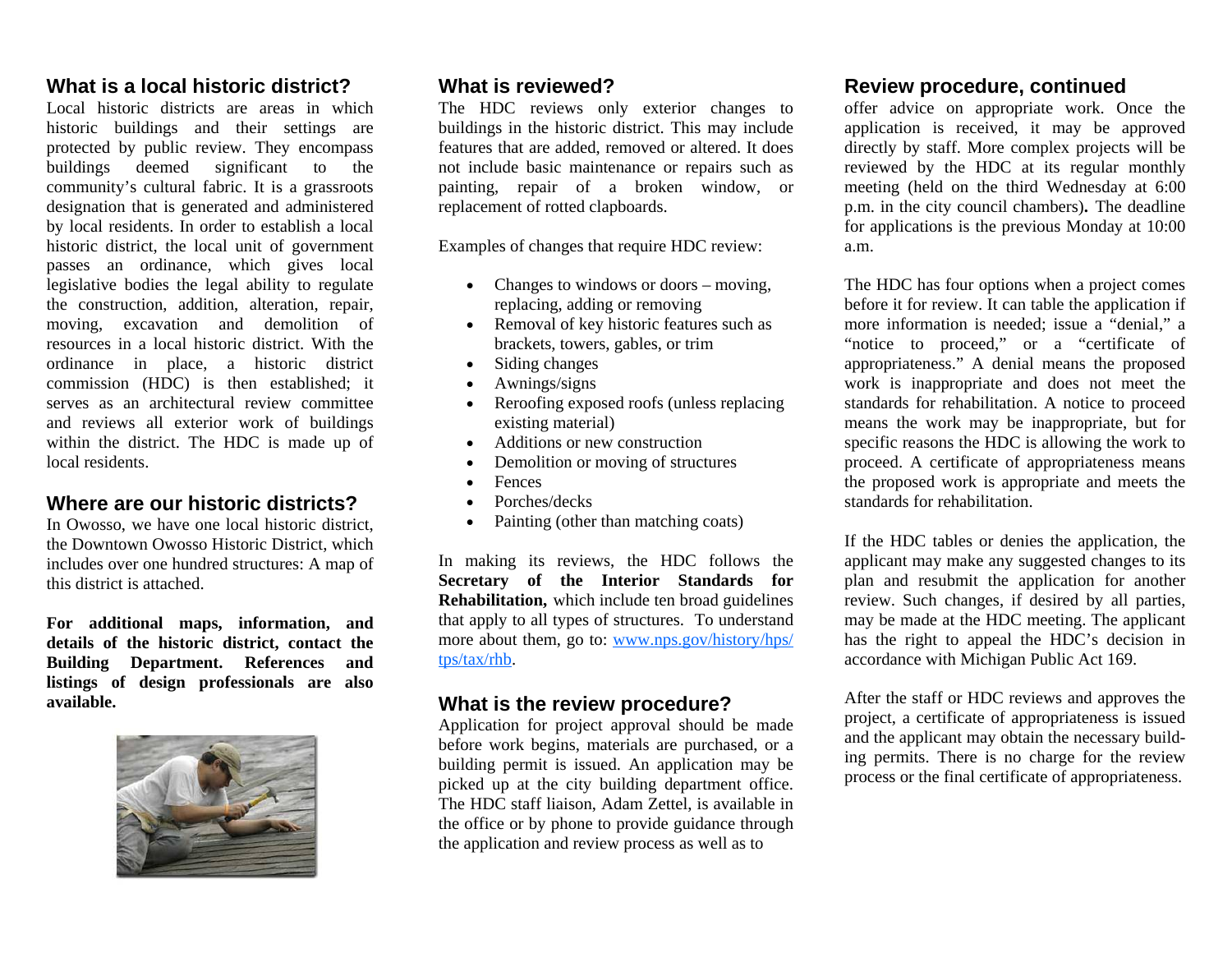## What is a local historic district?

Local historic districts are areas in which historic buildings and their settings are protected by public review. They encompass buildings deemed significant to the community's cultural fabric. It is a grassroots designation that is generated and administered by local residents. In order to establish a local historic district, the local unit of government passes an ordinance, which gives local legislative bodies the legal ability to regulate the construction, addition, alteration, repair, moving, excavation and demolition of resources in a local historic district. With the ordinance in place, a historic district commission (HDC) is then established; it serves as an architectural review committee and reviews all exterior work of buildings within the district. The HDC is made up of local residents.

## Where are our historic districts?

In Owosso, we have one local historic district, the Downtown Owosso Historic District, which includes over one hundred structures: A map of this district is attached.

**For additional maps, information, and details of the historic district, contact the Building Department. References and listings of design professionals are also available.**

## What is reviewed?

The HDC reviews only exterior changes to buildings in the historic district. This may include features that are added, removed or altered. It does not include basic maintenance or repairs such as painting, repair of a broken window, or replacement of rotted clapboards.

Examples of changes that require HDC review:

- Changes to windows or doors – moving, replacing, adding or removing
- Removal of key historic features such as brackets, towers, gables, or trim
- Siding changes
- Awnings/signs
- Reroofing exposed roofs (unless replacing existing material)
- Additions or new construction
- Demolition or moving of structures
- Fences
- Porches/decks
- Painting (other than matching coats)

In making its reviews, the HDC follows the **Secretary of the Interior Standards for Rehabilitation,** which include ten broad guidelines that apply to all types of structures. To understand more about them, go to: www.nps.gov/history/hps/tps/tax/rhb.

## What is the review procedure?

Application for project approval should be made before work begins, materials are purchased, or a building permit is issued. An application may be picked up at the city building department office. The HDC staff liaison, Adam Zettel, is available in the office or by phone to provide guidance through the application and review process as well as to offer advice on appropriate work. Once the application is received, it may be approved directly by staff. More complex projects will be reviewed by the HDC at its regular monthly meeting (held on the third Wednesday at 6:00 p.m. in the city council chambers). The deadline for applications is the previous Monday at 10:00 a.m.

The HDC has four options when a project comes before it for review. It can table the application if more information is needed; issue a "denial," a "notice to proceed," or a "certificate of appropriateness." A denial means the proposed work is inappropriate and does not meet the standards for rehabilitation. A notice to proceed means the work may be inappropriate, but for specific reasons the HDC is allowing the work to proceed. A certificate of appropriateness means the proposed work is appropriate and meets the standards for rehabilitation.

If the HDC tables or denies the application, the applicant may make any suggested changes to its plan and resubmit the application for another review. Such changes, if desired by all parties, may be made at the HDC meeting. The applicant has the right to appeal the HDC's decision in accordance with Michigan Public Act 169.

After the staff or HDC reviews and approves the project, a certificate of appropriateness is issued and the applicant may obtain the necessary building permits. There is no charge for the review process or the final certificate of appropriateness.